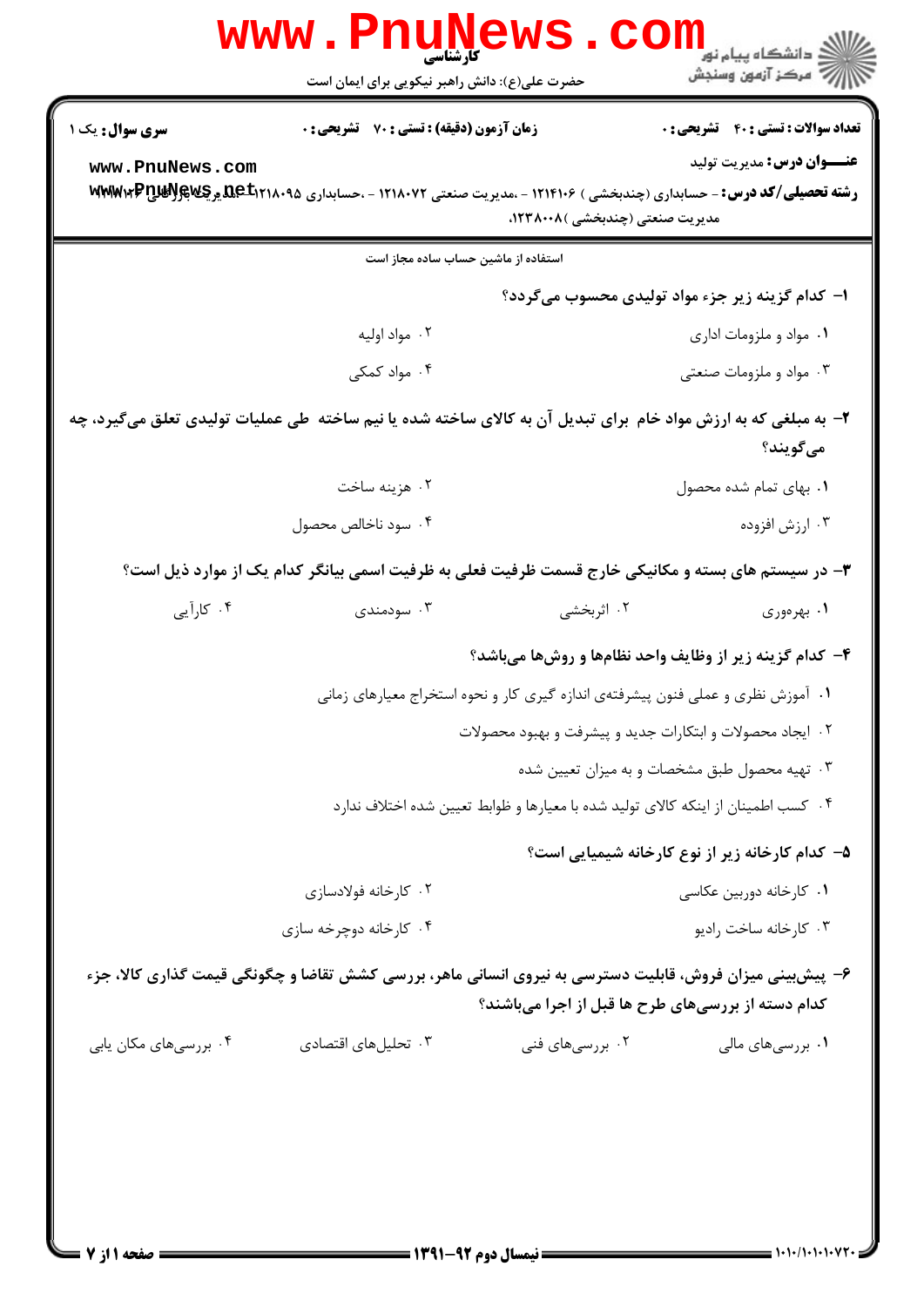**کارشناسی**

حضرت علی(ع): دانش راهبر نیکویی برای ایمان است

**سری سؤال:** یک ۱ | **زمان آزمون (دقیقه) : تستی : ۷۰ تشریحی : ۰** | **تعداد سوالات : تستی : ۴۰ تشریحی : ۰**

**عنــــوان درس:** مدیریت تولید

**رشته تحصیلی/کد درس:** - حسابداری (چندبخشی ) ۱۲۱۴۱۰۶ - ،مدیریت صنعتی ۱۲۱۸۰۷۲ - ،حسابداری ۱۲۱۸۰۹۵ - ،مدیریت بازرگانی ۱۲۱۸۱۰۴ - ،مدیریت صنعتی (چندبخشی )۱۲۳۸۰۰۸،

استفاده از ماشین حساب ساده مجاز است

**۱- کدام گزینه زیر جزء مواد تولیدی محسوب می‌گردد؟**

۱. مواد و ملزومات اداری
۲. مواد اولیه
۳. مواد و ملزومات صنعتی
۴. مواد کمکی

**۲- به مبلغی که به ارزش مواد خام برای تبدیل آن به کالای ساخته شده یا نیم ساخته طی عملیات تولیدی تعلق می‌گیرد، چه می‌گویند؟**

۱. بهای تمام شده محصول
۲. هزینه ساخت
۳. ارزش افزوده
۴. سود ناخالص محصول

**۳- در سیستم های بسته و مکانیکی خارج قسمت ظرفیت فعلی به ظرفیت اسمی بیانگر کدام یک از موارد ذیل است؟**

۱. بهره‌وری
۲. اثربخشی
۳. سودمندی
۴. کارآیی

**۴- کدام گزینه زیر از وظایف واحد نظام‌ها و روش‌ها می‌باشد؟**

۱. آموزش نظری و عملی فنون پیشرفته‌ی اندازه گیری کار و نحوه استخراج معیارهای زمانی
۲. ایجاد محصولات و ابتکارات جدید و پیشرفت و بهبود محصولات
۳. تهیه محصول طبق مشخصات و به میزان تعیین شده
۴. کسب اطمینان از اینکه کالای تولید شده با معیارها و ضوابط تعیین شده اختلاف ندارد

**۵- کدام کارخانه زیر از نوع کارخانه شیمیایی است؟**

۱. کارخانه دوربین عکاسی
۲. کارخانه فولادسازی
۳. کارخانه ساخت رادیو
۴. کارخانه دوچرخه سازی

**۶- پیش‌بینی میزان فروش، قابلیت دسترسی به نیروی انسانی ماهر، بررسی کشش تقاضا و چگونگی قیمت گذاری کالا، جزء کدام دسته از بررسی‌های طرح ها قبل از اجرا می‌باشند؟**

۱. بررسی‌های مالی
۲. بررسی‌های فنی
۳. تحلیل‌های اقتصادی
۴. بررسی‌های مکان یابی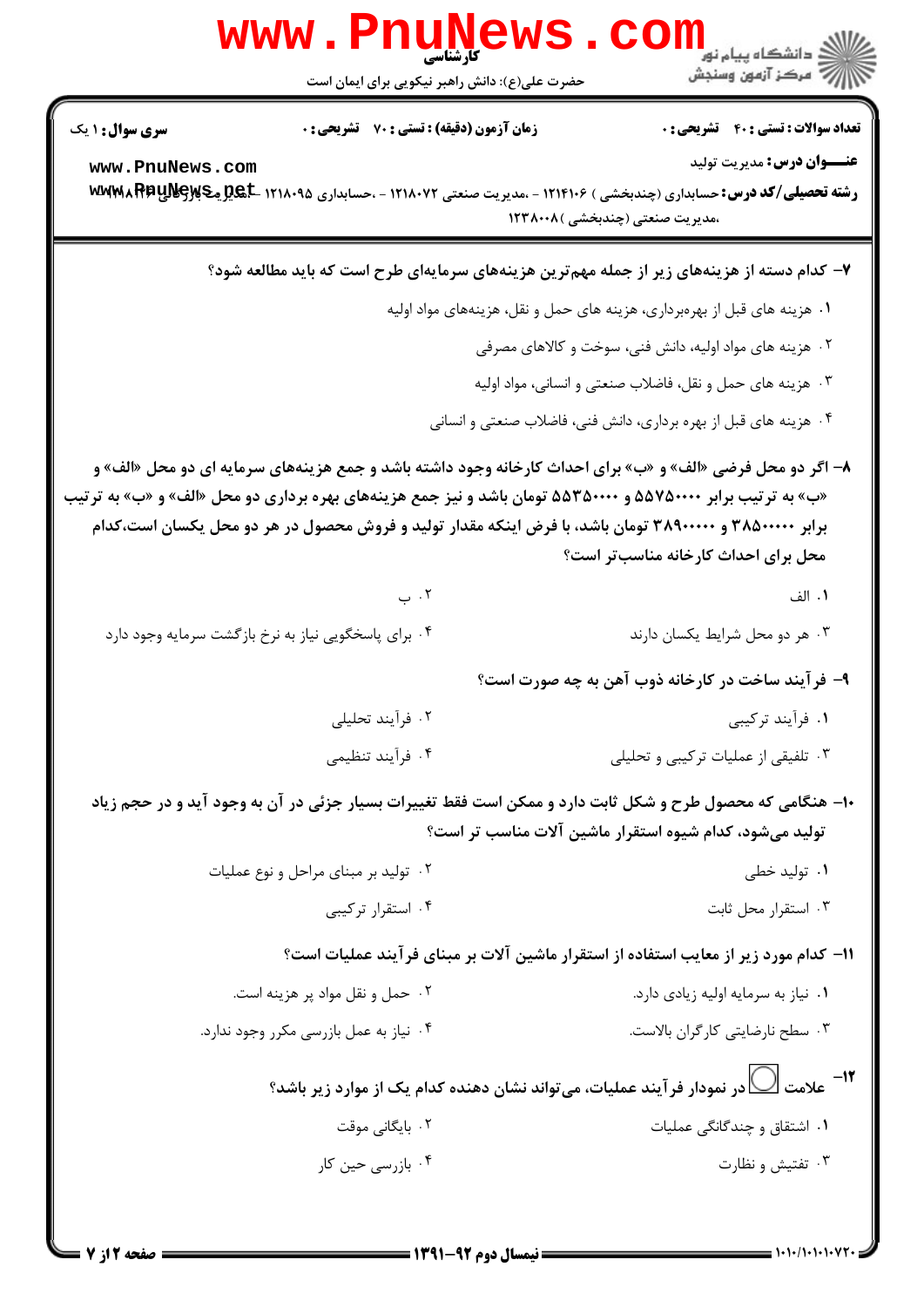**تعداد سوالات : تستی : ۴۰ تشریحی : ۰** | **زمان آزمون (دقیقه) : تستی : ۷۰ تشریحی : ۰** | **سری سوال : ۱ یک**

**عنـــوان درس:** مدیریت تولید

**رشته تحصیلی/کد درس:** حسابداری (چندبخشی ) ۱۲۱۴۱۰۶ - ،مدیریت صنعتی ۱۲۱۸۰۷۲ - ،حسابداری ۱۲۱۸۰۹۵ - ،مدیریت بازرگانی ۱۲۱۸۱۳۳ ،مدیریت صنعتی (چندبخشی )۱۲۳۸۰۰۸

۷- کدام دسته از هزینه‌های زیر از جمله مهم‌ترین هزینه‌های سرمایه‌ای طرح است که باید مطالعه شود؟

۱. هزینه های قبل از بهره‌برداری، هزینه های حمل و نقل، هزینه‌های مواد اولیه

۲. هزینه های مواد اولیه، دانش فنی، سوخت و کالاهای مصرفی

۳. هزینه های حمل و نقل، فاضلاب صنعتی و انسانی، مواد اولیه

۴. هزینه های قبل از بهره برداری، دانش فنی، فاضلاب صنعتی و انسانی

۸- اگر دو محل فرضی «الف» و «ب» برای احداث کارخانه وجود داشته باشد و جمع هزینه‌های سرمایه ای دو محل «الف» و «ب» به ترتیب برابر ۵۵۷۵۰۰۰۰ و ۵۵۳۵۰۰۰۰ تومان باشد و نیز جمع هزینه‌های بهره برداری دو محل «الف» و «ب» به ترتیب برابر ۳۸۵۰۰۰۰۰ و ۳۸۹۰۰۰۰۰ تومان باشد، با فرض اینکه مقدار تولید و فروش محصول در هر دو محل یکسان است،کدام محل برای احداث کارخانه مناسب‌تر است؟

۱. الف

۲. ب

۳. هر دو محل شرایط یکسان دارند

۴. برای پاسخگویی نیاز به نرخ بازگشت سرمایه وجود دارد

۹- فرآیند ساخت در کارخانه ذوب آهن به چه صورت است؟

۱. فرآیند ترکیبی

۲. فرآیند تحلیلی

۳. تلفیقی از عملیات ترکیبی و تحلیلی

۴. فرآیند تنظیمی

۱۰- هنگامی که محصول طرح و شکل ثابت دارد و ممکن است فقط تغییرات بسیار جزئی در آن به وجود آید و در حجم زیاد تولید می‌شود، کدام شیوه استقرار ماشین آلات مناسب تر است؟

۱. تولید خطی

۲. تولید بر مبنای مراحل و نوع عملیات

۳. استقرار محل ثابت

۴. استقرار ترکیبی

۱۱- کدام مورد زیر از معایب استفاده از استقرار ماشین آلات بر مبنای فرآیند عملیات است؟

۱. نیاز به سرمایه اولیه زیادی دارد.

۲. حمل و نقل مواد پر هزینه است.

۳. سطح نارضایتی کارگران بالاست.

۴. نیاز به عمل بازرسی مکرر وجود ندارد.

۱۲- علامت ◯ در نمودار فرآیند عملیات، می‌تواند نشان دهنده کدام یک از موارد زیر باشد؟

۱. اشتقاق و چندگانگی عملیات

۲. بایگانی موقت

۳. تفتیش و نظارت

۴. بازرسی حین کار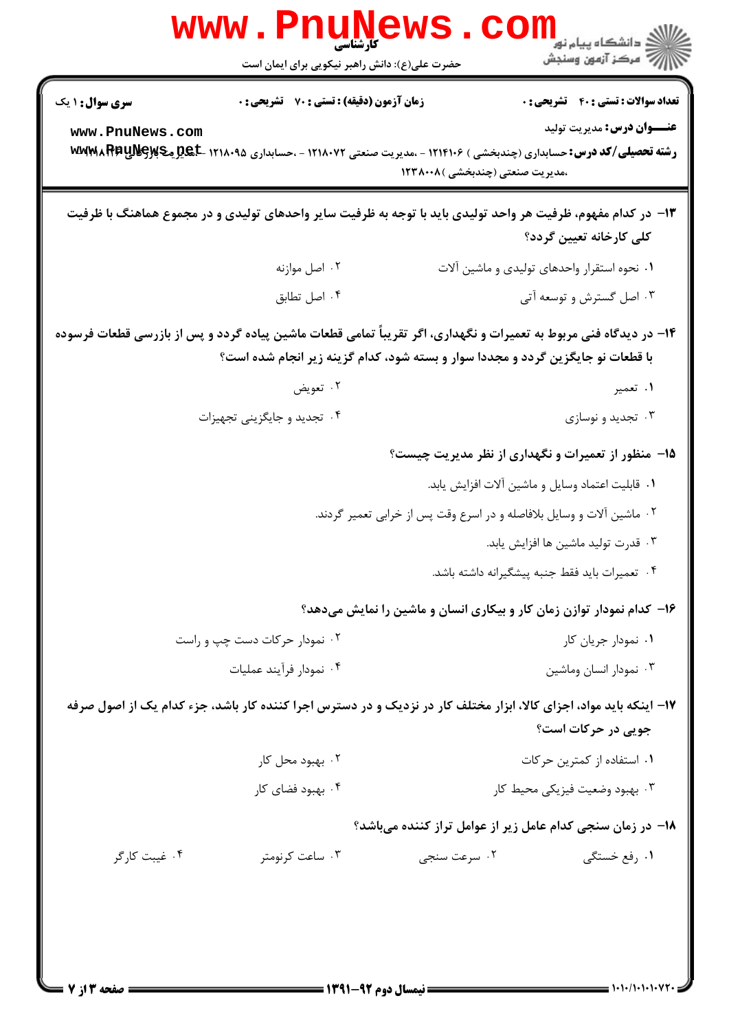**تعداد سوالات : تستی : ۴۰ تشریحی : ۰** | **زمان آزمون (دقیقه) : تستی : ۷۰ تشریحی : ۰** | **سری سوال : ۱ یک**

**عنـــوان درس:** مدیریت تولید

**رشته تحصیلی/کد درس:** حسابداری (چندبخشی ) ۱۲۱۴۱۰۶ - ،مدیریت صنعتی ۱۲۱۸۰۷۲ - ،حسابداری ۱۲۱۸۰۹۵ - ،مدیریت بازرگانی ۱۲۱۸۱۲۴ ،مدیریت صنعتی (چندبخشی )۱۲۳۸۰۰۸

**۱۳- در کدام مفهوم، ظرفیت هر واحد تولیدی باید با توجه به ظرفیت سایر واحدهای تولیدی و در مجموع هماهنگ با ظرفیت کلی کارخانه تعیین گردد؟**

۱. نحوه استقرار واحدهای تولیدی و ماشین آلات

۲. اصل موازنه

۳. اصل گسترش و توسعه آتی

۴. اصل تطابق

**۱۴- در دیدگاه فنی مربوط به تعمیرات و نگهداری، اگر تقریباً تمامی قطعات ماشین پیاده گردد و پس از بازرسی قطعات فرسوده با قطعات نو جایگزین گردد و مجددا سوار و بسته شود، کدام گزینه زیر انجام شده است؟**

۱. تعمیر

۲. تعویض

۳. تجدید و نوسازی

۴. تجدید و جایگزینی تجهیزات

**۱۵- منظور از تعمیرات و نگهداری از نظر مدیریت چیست؟**

۱. قابلیت اعتماد وسایل و ماشین آلات افزایش یابد.

۲. ماشین آلات و وسایل بلافاصله و در اسرع وقت پس از خرابی تعمیر گردند.

۳. قدرت تولید ماشین ها افزایش یابد.

۴. تعمیرات باید فقط جنبه پیشگیرانه داشته باشد.

**۱۶- کدام نمودار توازن زمان کار و بیکاری انسان و ماشین را نمایش می‌دهد؟**

۱. نمودار جریان کار

۲. نمودار حرکات دست چپ و راست

۳. نمودار انسان وماشین

۴. نمودار فرآیند عملیات

**۱۷- اینکه باید مواد، اجزای کالا، ابزار مختلف کار در نزدیک و در دسترس اجرا کننده کار باشد، جزء کدام یک از اصول صرفه جویی در حرکات است؟**

۱. استفاده از کمترین حرکات

۲. بهبود محل کار

۳. بهبود وضعیت فیزیکی محیط کار

۴. بهبود فضای کار

**۱۸- در زمان سنجی کدام عامل زیر از عوامل تراز کننده می‌باشد؟**

۱. رفع خستگی

۲. سرعت سنجی

۳. ساعت کرنومتر

۴. غیبت کارگر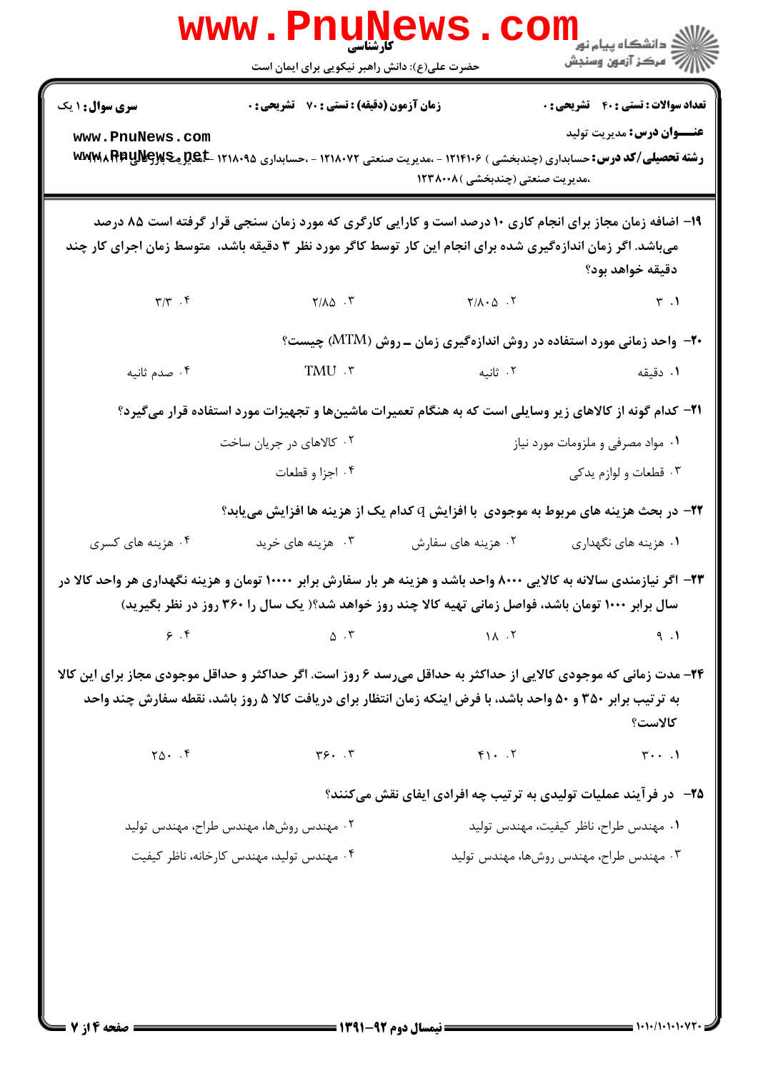**سری سوال:** ۱ یک　　**زمان آزمون (دقیقه) : تستی :** ۷۰　**تشریحی :** ۰　　**تعداد سوالات : تستی :** ۴۰　**تشریحی :** ۰

**عنـــوان درس:** مدیریت تولید

**رشته تحصیلی/کد درس:** حسابداری (چندبخشی ) ۱۲۱۴۱۰۶ - ،مدیریت صنعتی ۱۲۱۸۰۷۲ - ،حسابداری ۱۲۱۸۰۹۵ - ،مدیریت بازرگانی ۱۲۱۸۱۱۴ ،مدیریت صنعتی (چندبخشی )۱۲۳۸۰۰۸

۱۹- اضافه زمان مجاز برای انجام کاری ۱۰ درصد است و کارایی کارگری که مورد زمان سنجی قرار گرفته است ۸۵ درصد می‌باشد. اگر زمان اندازه‌گیری شده برای انجام این کار توسط کاگر مورد نظر ۳ دقیقه باشد، متوسط زمان اجرای کار چند دقیقه خواهد بود؟

۱. ۳　　۲. ۲/۸۰۵　　۳. ۲/۸۵　　۴. ۳/۳

۲۰- واحد زمانی مورد استفاده در روش اندازه‌گیری زمان ــ روش (MTM) چیست؟

۱. دقیقه　　۲. ثانیه　　۳. TMU　　۴. صدم ثانیه

۲۱- کدام گونه از کالاهای زیر وسایلی است که به هنگام تعمیرات ماشین‌ها و تجهیزات مورد استفاده قرار می‌گیرد؟

۱. مواد مصرفی و ملزومات مورد نیاز　　۲. کالاهای در جریان ساخت
۳. قطعات و لوازم یدکی　　۴. اجزا و قطعات

۲۲- در بحث هزینه های مربوط به موجودی با افزایش q کدام یک از هزینه ها افزایش می‌یابد؟

۱. هزینه های نگهداری　　۲. هزینه های سفارش　　۳. هزینه های خرید　　۴. هزینه های کسری

۲۳- اگر نیازمندی سالانه به کالایی ۸۰۰۰ واحد باشد و هزینه هر بار سفارش برابر ۱۰۰۰۰ تومان و هزینه نگهداری هر واحد کالا در سال برابر ۱۰۰۰ تومان باشد، فواصل زمانی تهیه کالا چند روز خواهد شد؟( یک سال را ۳۶۰ روز در نظر بگیرید)

۱. ۹　　۲. ۱۸　　۳. ۵　　۴. ۶

۲۴- مدت زمانی که موجودی کالایی از حداکثر به حداقل می‌رسد ۶ روز است. اگر حداکثر و حداقل موجودی مجاز برای این کالا به ترتیب برابر ۳۵۰ و ۵۰ واحد باشد، با فرض اینکه زمان انتظار برای دریافت کالا ۵ روز باشد، نقطه سفارش چند واحد کالاست؟

۱. ۳۰۰　　۲. ۴۱۰　　۳. ۳۶۰　　۴. ۲۵۰

۲۵- در فرآیند عملیات تولیدی به ترتیب چه افرادی ایفای نقش می‌کنند؟

۱. مهندس طراح، ناظر کیفیت، مهندس تولید　　۲. مهندس روش‌ها، مهندس طراح، مهندس تولید
۳. مهندس طراح، مهندس روش‌ها، مهندس تولید　　۴. مهندس تولید، مهندس کارخانه، ناظر کیفیت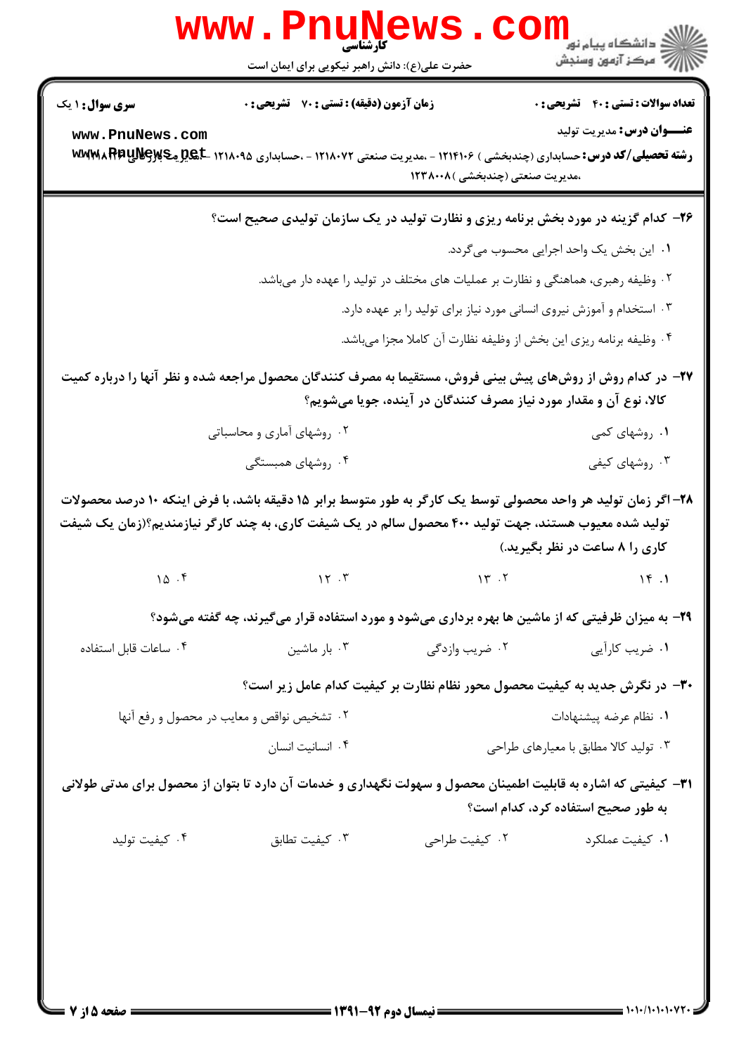**تعداد سوالات : تستی : ۴۰ تشریحی : ۰** | **زمان آزمون (دقیقه) : تستی : ۷۰ تشریحی : ۰** | **سری سوال : ۱ یک**

**عنـــوان درس:** مدیریت تولید

**رشته تحصیلی/کد درس:** حسابداری (چندبخشی ) ۱۲۱۴۱۰۶ - ،مدیریت صنعتی ۱۲۱۸۰۷۲ - ،حسابداری ۱۲۱۸۰۹۵ - ،مدیریت بازرگانی ۱۲۱۸۰۹۶ ،مدیریت صنعتی (چندبخشی )۱۲۳۸۰۰۸

**۲۶- کدام گزینه در مورد بخش برنامه ریزی و نظارت تولید در یک سازمان تولیدی صحیح است؟**

۱. این بخش یک واحد اجرایی محسوب میگردد.

۲. وظیفه رهبری، هماهنگی و نظارت بر عملیات های مختلف در تولید را عهده دار میباشد.

۳. استخدام و آموزش نیروی انسانی مورد نیاز برای تولید را بر عهده دارد.

۴. وظیفه برنامه ریزی این بخش از وظیفه نظارت آن کاملا مجزا میباشد.

**۲۷- در کدام روش از روشهای پیش بینی فروش، مستقیما به مصرف کنندگان محصول مراجعه شده و نظر آنها را درباره کمیت کالا، نوع آن و مقدار مورد نیاز مصرف کنندگان در آینده، جویا میشویم؟**

۱. روشهای کمی

۲. روشهای آماری و محاسباتی

۳. روشهای کیفی

۴. روشهای همبستگی

**۲۸- اگر زمان تولید هر واحد محصولی توسط یک کارگر به طور متوسط برابر ۱۵ دقیقه باشد، با فرض اینکه ۱۰ درصد محصولات تولید شده معیوب هستند، جهت تولید ۴۰۰ محصول سالم در یک شیفت کاری، به چند کارگر نیازمندیم؟(زمان یک شیفت کاری را ۸ ساعت در نظر بگیرید.)**

۱. ۱۴

۲. ۱۳

۳. ۱۲

۴. ۱۵

**۲۹- به میزان ظرفیتی که از ماشین ها بهره برداری میشود و مورد استفاده قرار میگیرند، چه گفته میشود؟**

۱. ضریب کارآیی

۲. ضریب وازدگی

۳. بار ماشین

۴. ساعات قابل استفاده

**۳۰- در نگرش جدید به کیفیت محصول محور نظام نظارت بر کیفیت کدام عامل زیر است؟**

۱. نظام عرضه پیشنهادات

۲. تشخیص نواقص و معایب در محصول و رفع آنها

۳. تولید کالا مطابق با معیارهای طراحی

۴. انسانیت انسان

**۳۱- کیفیتی که اشاره به قابلیت اطمینان محصول و سهولت نگهداری و خدمات آن دارد تا بتوان از محصول برای مدتی طولانی به طور صحیح استفاده کرد، کدام است؟**

۱. کیفیت عملکرد

۲. کیفیت طراحی

۳. کیفیت تطابق

۴. کیفیت تولید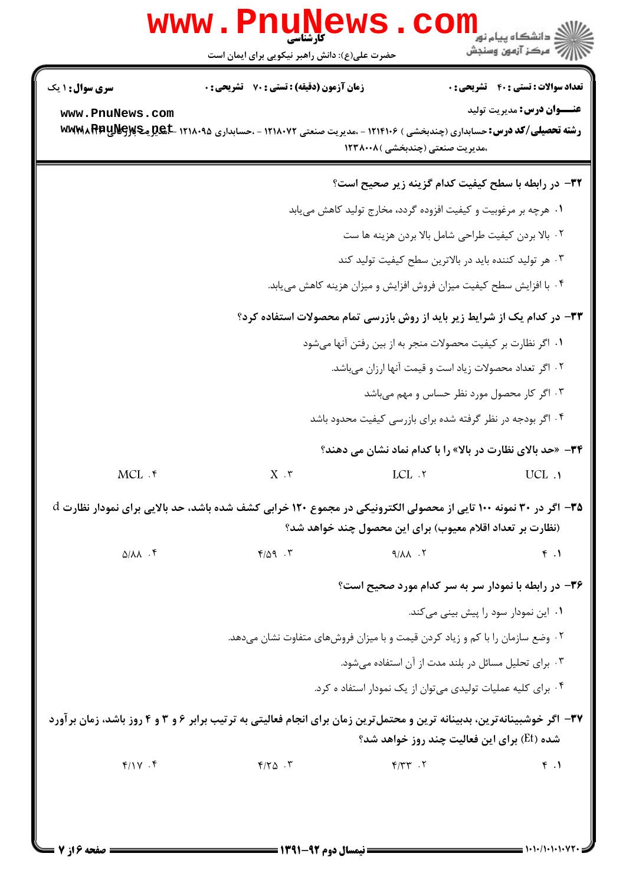**۳۲- در رابطه با سطح کیفیت کدام گزینه زیر صحیح است؟**

۱. هرچه بر مرغوبیت و کیفیت افزوده گردد، مخارج تولید کاهش می‌یابد

۲. بالا بردن کیفیت طراحی شامل بالا بردن هزینه ها ست

۳. هر تولید کننده باید در بالاترین سطح کیفیت تولید کند

۴. با افزایش سطح کیفیت میزان فروش افزایش و میزان هزینه کاهش می‌یابد.

**۳۳- در کدام یک از شرایط زیر باید از روش بازرسی تمام محصولات استفاده کرد؟**

۱. اگر نظارت بر کیفیت محصولات منجر به از بین رفتن آنها می‌شود

۲. اگر تعداد محصولات زیاد است و قیمت آنها ارزان می‌باشد.

۳. اگر کار محصول مورد نظر حساس و مهم می‌باشد

۴. اگر بودجه در نظر گرفته شده برای بازرسی کیفیت محدود باشد

**۳۴- «حد بالای نظارت در بالا» را با کدام نماد نشان می دهند؟**

۱. UCL

۲. LCL

۳. X

۴. MCL

**۳۵- اگر در ۳۰ نمونه ۱۰۰ تایی از محصولی الکترونیکی در مجموع ۱۲۰ خرابی کشف شده باشد، حد بالایی برای نمودار نظارت d (نظارت بر تعداد اقلام معیوب) برای این محصول چند خواهد شد؟**

۱. ۴

۲. ۹/۸۸

۳. ۴/۵۹

۴. ۵/۸۸

**۳۶- در رابطه با نمودار سر به سر کدام مورد صحیح است؟**

۱. این نمودار سود را پیش بینی می‌کند.

۲. وضع سازمان را با کم و زیاد کردن قیمت و با میزان فروش‌های متفاوت نشان می‌دهد.

۳. برای تحلیل مسائل در بلند مدت از آن استفاده می‌شود.

۴. برای کلیه عملیات تولیدی می‌توان از یک نمودار استفاد ه کرد.

**۳۷- اگر خوشبینانه‌ترین، بدبینانه ترین و محتمل‌ترین زمان برای انجام فعالیتی به ترتیب برابر ۶ و ۳ و ۴ روز باشد، زمان برآورد شده (Et) برای این فعالیت چند روز خواهد شد؟**

۱. ۴

۲. ۴/۳۳

۳. ۴/۲۵

۴. ۴/۱۷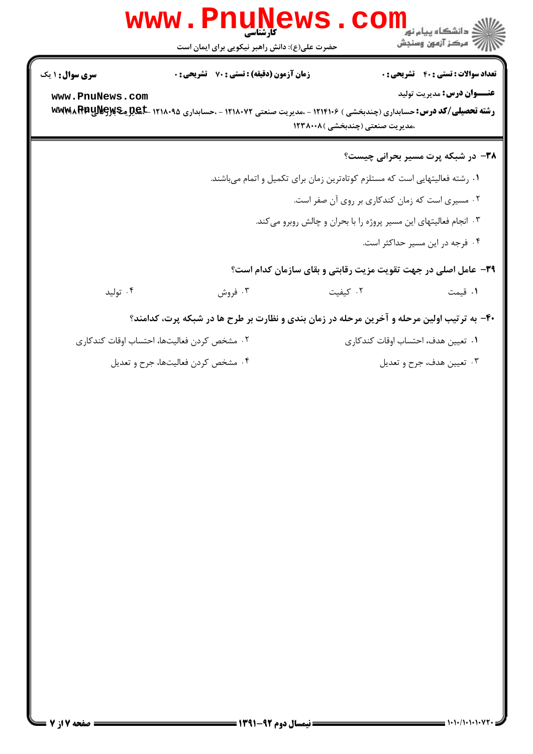**۳۸- در شبکه پرت مسیر بحرانی چیست؟**

۱. رشته فعالیتهایی است که مستلزم کوتاه‌ترین زمان برای تکمیل و اتمام می‌باشند.

۲. مسیری است که زمان کندکاری بر روی آن صفر است.

۳. انجام فعالیتهای این مسیر پروژه را با بحران و چالش روبرو می‌کند.

۴. فرجه در این مسیر حداکثر است.

**۳۹- عامل اصلی در جهت تقویت مزیت رقابتی و بقای سازمان کدام است؟**

۱. قیمت

۲. کیفیت

۳. فروش

۴. تولید

**۴۰- به ترتیب اولین مرحله و آخرین مرحله در زمان بندی و نظارت بر طرح ها در شبکه پرت، کدامند؟**

۱. تعیین هدف، احتساب اوقات کندکاری

۲. مشخص کردن فعالیت‌ها، احتساب اوقات کندکاری

۳. تعیین هدف، جرح و تعدیل

۴. مشخص کردن فعالیت‌ها، جرح و تعدیل